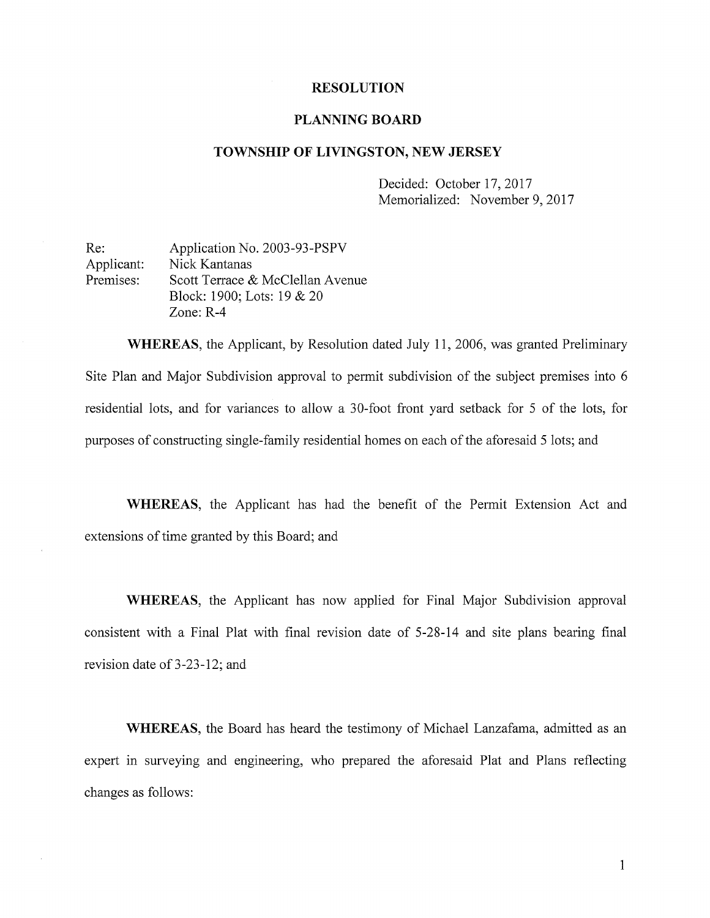# RESOLUTION

## PLANNING BOARD

## TOWNSHIP OF LIVINGSTON, NEW JERSEY

Decided: October 17, 2017
Memorialized: November 9, 2017

Re: Application No. 2003-93-PSPV
Applicant: Nick Kantanas
Premises: Scott Terrace & McClellan Avenue
Block: 1900; Lots: 19 & 20
Zone: R-4

**WHEREAS**, the Applicant, by Resolution dated July 11, 2006, was granted Preliminary Site Plan and Major Subdivision approval to permit subdivision of the subject premises into 6 residential lots, and for variances to allow a 30-foot front yard setback for 5 of the lots, for purposes of constructing single-family residential homes on each of the aforesaid 5 lots; and

**WHEREAS**, the Applicant has had the benefit of the Permit Extension Act and extensions of time granted by this Board; and

**WHEREAS**, the Applicant has now applied for Final Major Subdivision approval consistent with a Final Plat with final revision date of 5-28-14 and site plans bearing final revision date of 3-23-12; and

**WHEREAS**, the Board has heard the testimony of Michael Lanzafama, admitted as an expert in surveying and engineering, who prepared the aforesaid Plat and Plans reflecting changes as follows: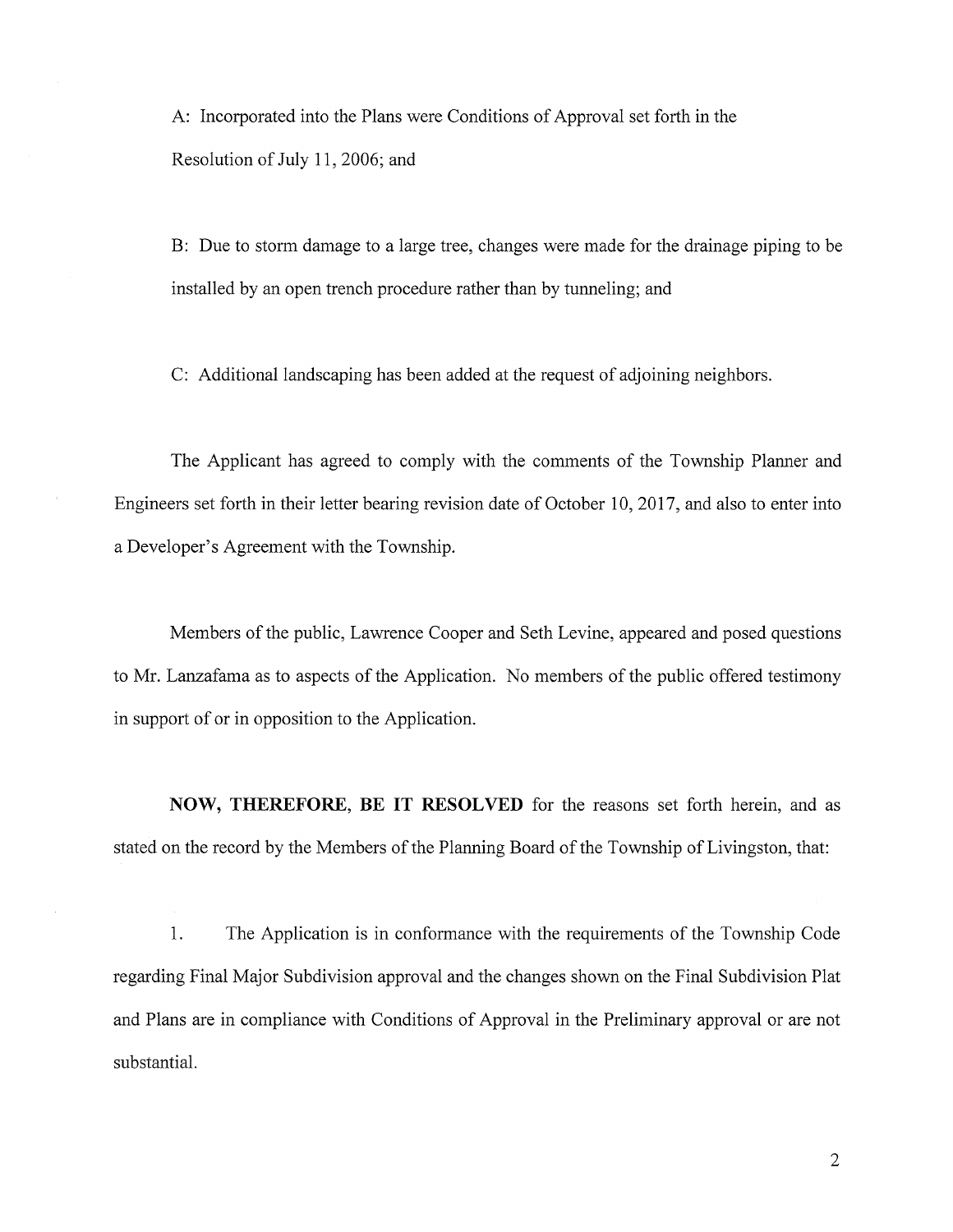A: Incorporated into the Plans were Conditions of Approval set forth in the Resolution of July 11, 2006; and

B: Due to storm damage to a large tree, changes were made for the drainage piping to be installed by an open trench procedure rather than by tunneling; and

C: Additional landscaping has been added at the request of adjoining neighbors.

The Applicant has agreed to comply with the comments of the Township Planner and Engineers set forth in their letter bearing revision date of October 10, 2017, and also to enter into a Developer's Agreement with the Township.

Members of the public, Lawrence Cooper and Seth Levine, appeared and posed questions to Mr. Lanzafama as to aspects of the Application. No members of the public offered testimony in support of or in opposition to the Application.

**NOW, THEREFORE, BE IT RESOLVED** for the reasons set forth herein, and as stated on the record by the Members of the Planning Board of the Township of Livingston, that:

1. The Application is in conformance with the requirements of the Township Code regarding Final Major Subdivision approval and the changes shown on the Final Subdivision Plat and Plans are in compliance with Conditions of Approval in the Preliminary approval or are not substantial.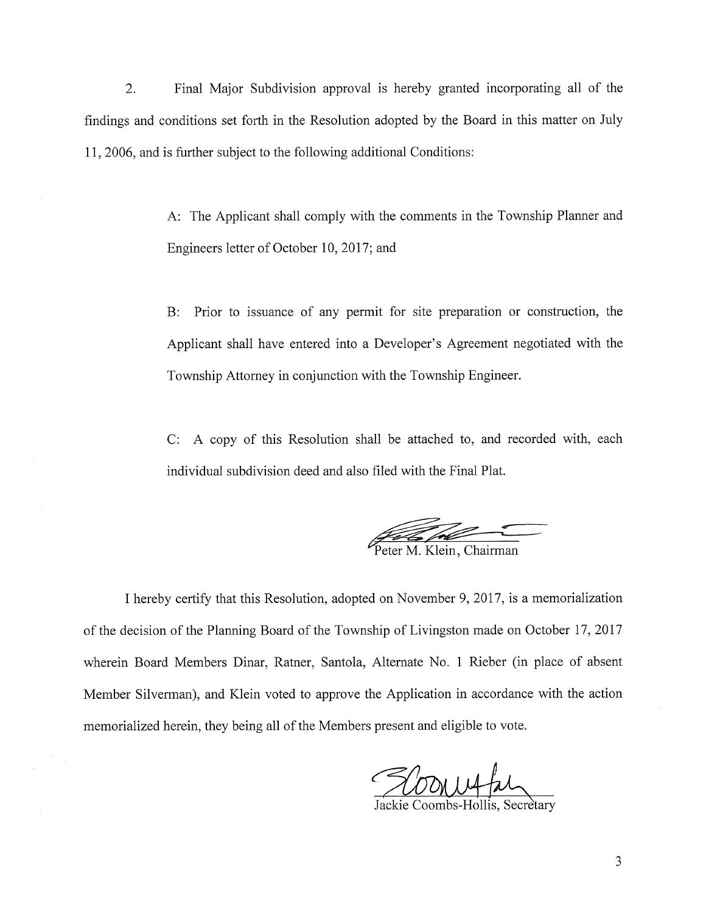2. Final Major Subdivision approval is hereby granted incorporating all of the findings and conditions set forth in the Resolution adopted by the Board in this matter on July 11, 2006, and is further subject to the following additional Conditions:

A: The Applicant shall comply with the comments in the Township Planner and Engineers letter of October 10, 2017; and

B: Prior to issuance of any permit for site preparation or construction, the Applicant shall have entered into a Developer's Agreement negotiated with the Township Attorney in conjunction with the Township Engineer.

C: A copy of this Resolution shall be attached to, and recorded with, each individual subdivision deed and also filed with the Final Plat.

Peter M. Klein, Chairman

I hereby certify that this Resolution, adopted on November 9, 2017, is a memorialization of the decision of the Planning Board of the Township of Livingston made on October 17, 2017 wherein Board Members Dinar, Ratner, Santola, Alternate No. 1 Rieber (in place of absent Member Silverman), and Klein voted to approve the Application in accordance with the action memorialized herein, they being all of the Members present and eligible to vote.

Jackie Coombs-Hollis, Secretary